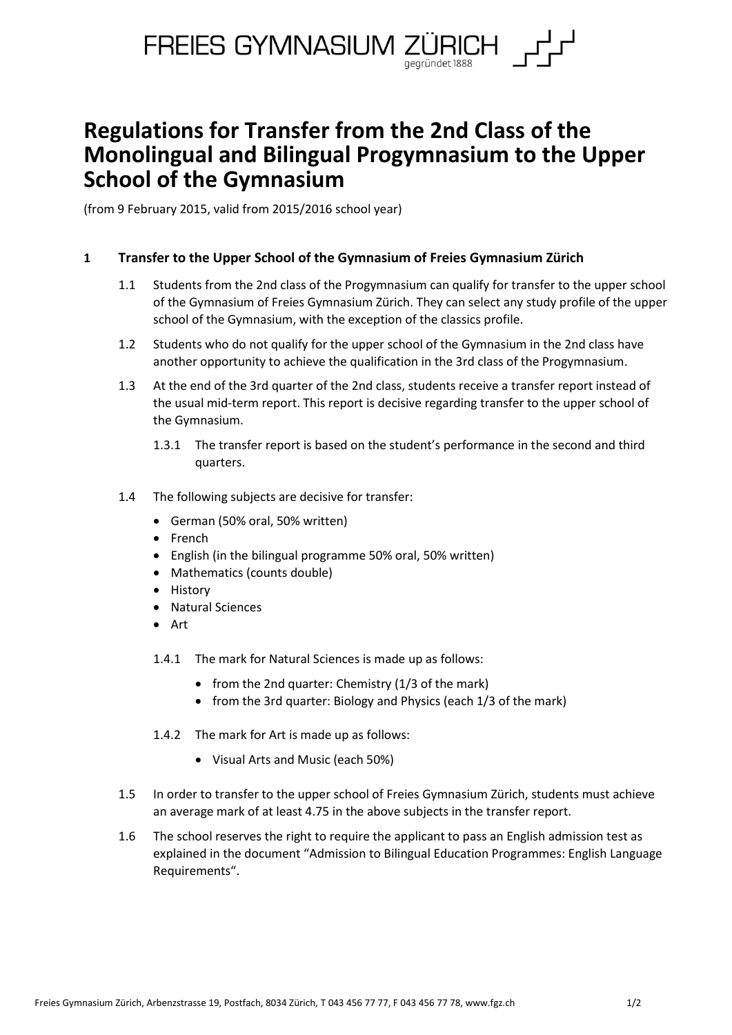FREIES GYMNASIUM ZÜRICH
gegründet 1888

# Regulations for Transfer from the 2nd Class of the Monolingual and Bilingual Progymnasium to the Upper School of the Gymnasium

(from 9 February 2015, valid from 2015/2016 school year)

## 1 Transfer to the Upper School of the Gymnasium of Freies Gymnasium Zürich

1.1 Students from the 2nd class of the Progymnasium can qualify for transfer to the upper school of the Gymnasium of Freies Gymnasium Zürich. They can select any study profile of the upper school of the Gymnasium, with the exception of the classics profile.

1.2 Students who do not qualify for the upper school of the Gymnasium in the 2nd class have another opportunity to achieve the qualification in the 3rd class of the Progymnasium.

1.3 At the end of the 3rd quarter of the 2nd class, students receive a transfer report instead of the usual mid-term report. This report is decisive regarding transfer to the upper school of the Gymnasium.

1.3.1 The transfer report is based on the student's performance in the second and third quarters.

1.4 The following subjects are decisive for transfer:

- German (50% oral, 50% written)
- French
- English (in the bilingual programme 50% oral, 50% written)
- Mathematics (counts double)
- History
- Natural Sciences
- Art

1.4.1 The mark for Natural Sciences is made up as follows:

- from the 2nd quarter: Chemistry (1/3 of the mark)
- from the 3rd quarter: Biology and Physics (each 1/3 of the mark)

1.4.2 The mark for Art is made up as follows:

- Visual Arts and Music (each 50%)

1.5 In order to transfer to the upper school of Freies Gymnasium Zürich, students must achieve an average mark of at least 4.75 in the above subjects in the transfer report.

1.6 The school reserves the right to require the applicant to pass an English admission test as explained in the document "Admission to Bilingual Education Programmes: English Language Requirements".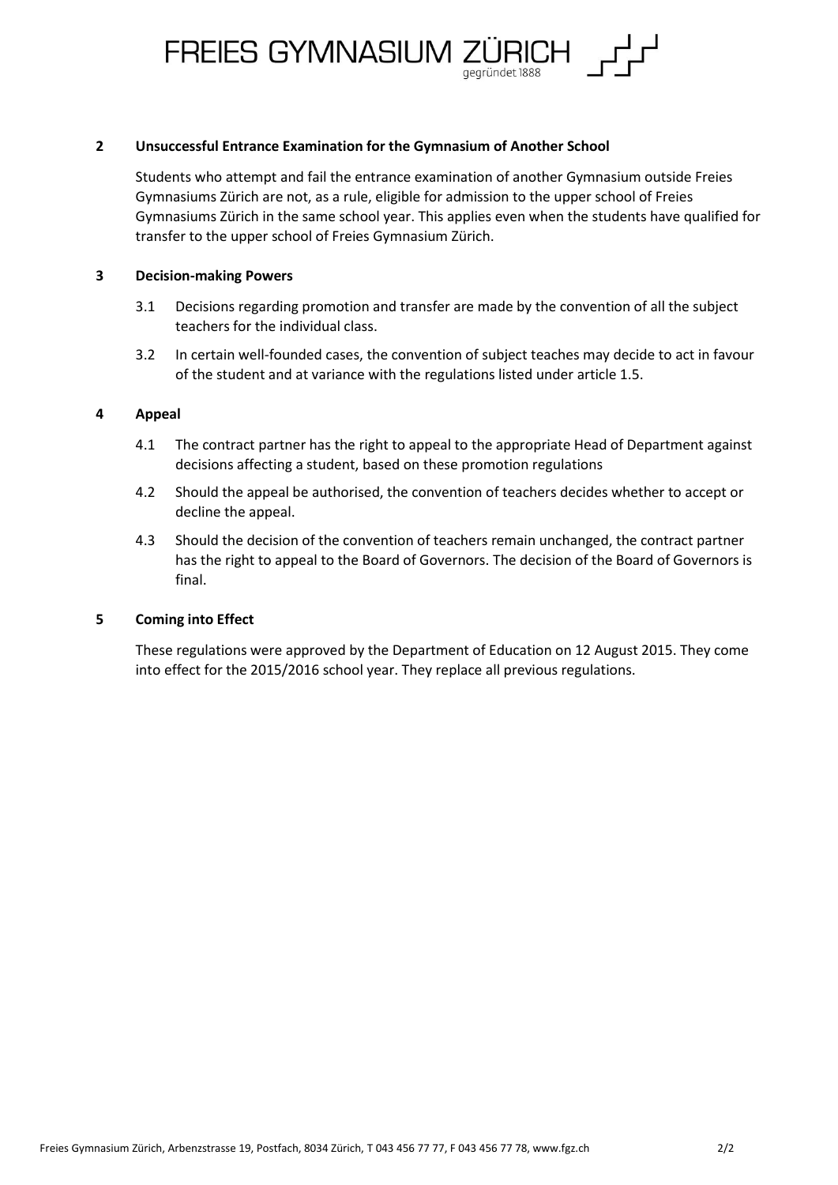## 2 Unsuccessful Entrance Examination for the Gymnasium of Another School

Students who attempt and fail the entrance examination of another Gymnasium outside Freies Gymnasiums Zürich are not, as a rule, eligible for admission to the upper school of Freies Gymnasiums Zürich in the same school year. This applies even when the students have qualified for transfer to the upper school of Freies Gymnasium Zürich.

## 3 Decision-making Powers

3.1 Decisions regarding promotion and transfer are made by the convention of all the subject teachers for the individual class.

3.2 In certain well-founded cases, the convention of subject teaches may decide to act in favour of the student and at variance with the regulations listed under article 1.5.

## 4 Appeal

4.1 The contract partner has the right to appeal to the appropriate Head of Department against decisions affecting a student, based on these promotion regulations

4.2 Should the appeal be authorised, the convention of teachers decides whether to accept or decline the appeal.

4.3 Should the decision of the convention of teachers remain unchanged, the contract partner has the right to appeal to the Board of Governors. The decision of the Board of Governors is final.

## 5 Coming into Effect

These regulations were approved by the Department of Education on 12 August 2015. They come into effect for the 2015/2016 school year. They replace all previous regulations.